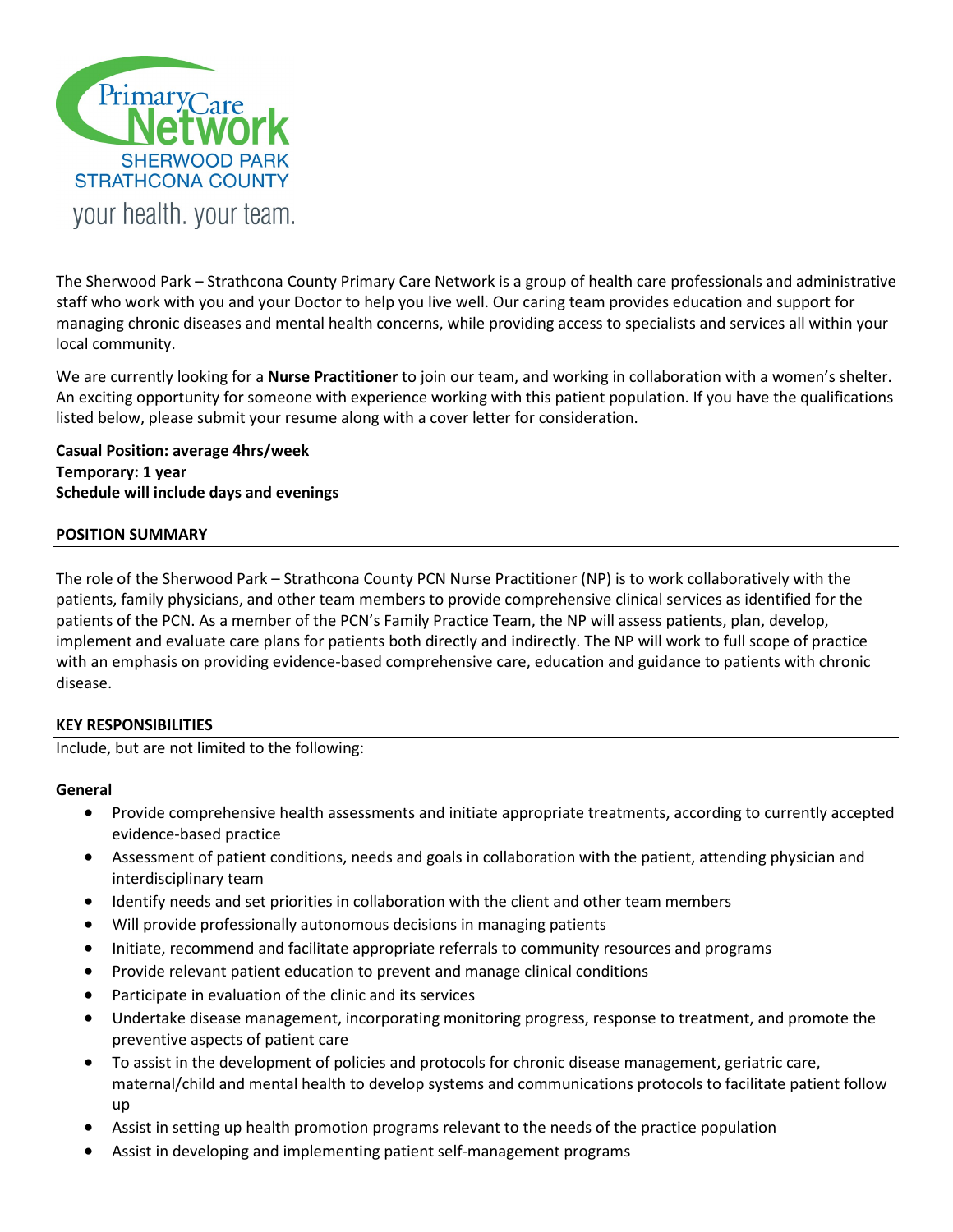Primary Care Network
SHERWOOD PARK
STRATHCONA COUNTY
your health. your team.

The Sherwood Park – Strathcona County Primary Care Network is a group of health care professionals and administrative staff who work with you and your Doctor to help you live well. Our caring team provides education and support for managing chronic diseases and mental health concerns, while providing access to specialists and services all within your local community.

We are currently looking for a **Nurse Practitioner** to join our team, and working in collaboration with a women's shelter. An exciting opportunity for someone with experience working with this patient population. If you have the qualifications listed below, please submit your resume along with a cover letter for consideration.

**Casual Position: average 4hrs/week**
**Temporary: 1 year**
**Schedule will include days and evenings**

## POSITION SUMMARY

The role of the Sherwood Park – Strathcona County PCN Nurse Practitioner (NP) is to work collaboratively with the patients, family physicians, and other team members to provide comprehensive clinical services as identified for the patients of the PCN. As a member of the PCN's Family Practice Team, the NP will assess patients, plan, develop, implement and evaluate care plans for patients both directly and indirectly. The NP will work to full scope of practice with an emphasis on providing evidence-based comprehensive care, education and guidance to patients with chronic disease.

## KEY RESPONSIBILITIES

Include, but are not limited to the following:

### General

- Provide comprehensive health assessments and initiate appropriate treatments, according to currently accepted evidence-based practice
- Assessment of patient conditions, needs and goals in collaboration with the patient, attending physician and interdisciplinary team
- Identify needs and set priorities in collaboration with the client and other team members
- Will provide professionally autonomous decisions in managing patients
- Initiate, recommend and facilitate appropriate referrals to community resources and programs
- Provide relevant patient education to prevent and manage clinical conditions
- Participate in evaluation of the clinic and its services
- Undertake disease management, incorporating monitoring progress, response to treatment, and promote the preventive aspects of patient care
- To assist in the development of policies and protocols for chronic disease management, geriatric care, maternal/child and mental health to develop systems and communications protocols to facilitate patient follow up
- Assist in setting up health promotion programs relevant to the needs of the practice population
- Assist in developing and implementing patient self-management programs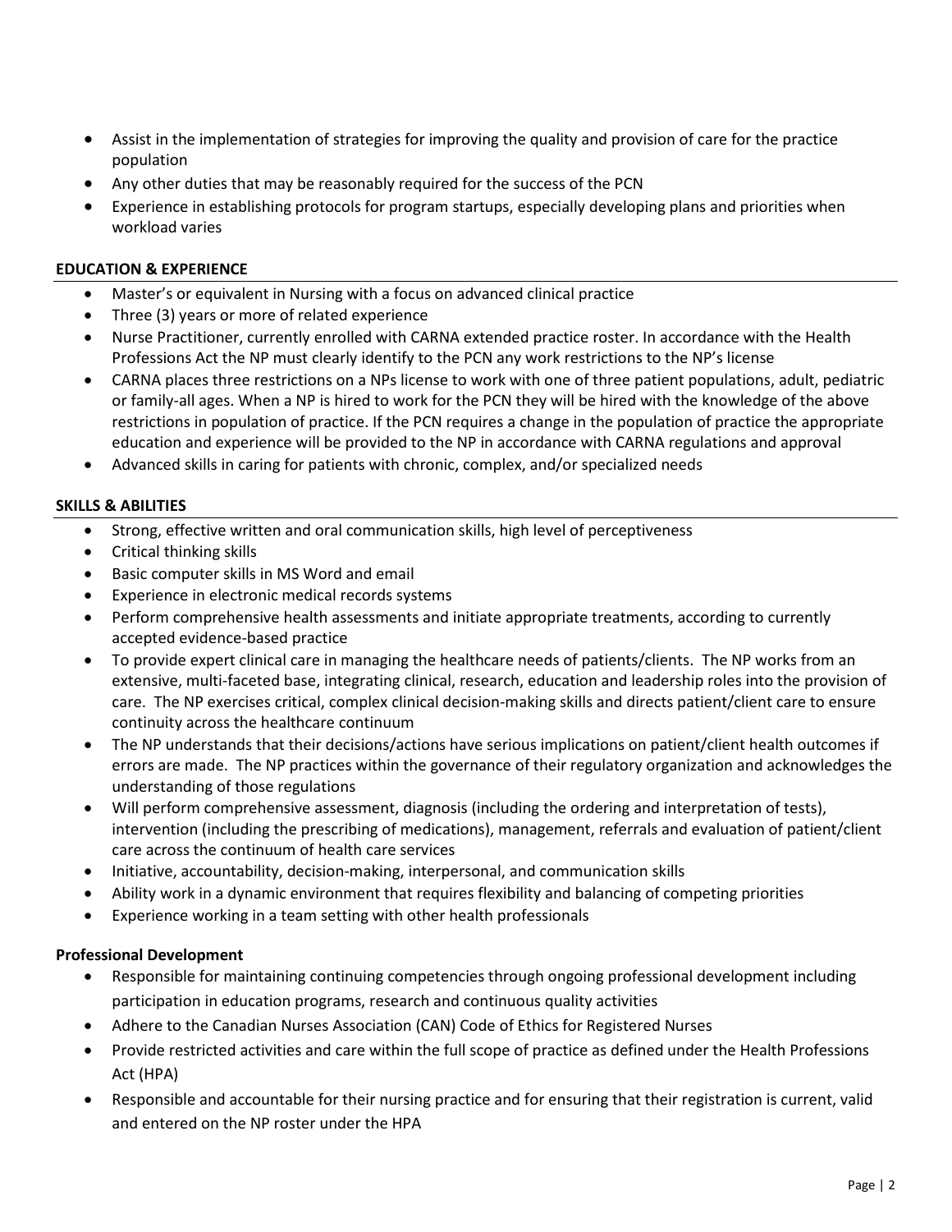- Assist in the implementation of strategies for improving the quality and provision of care for the practice population
- Any other duties that may be reasonably required for the success of the PCN
- Experience in establishing protocols for program startups, especially developing plans and priorities when workload varies

## EDUCATION & EXPERIENCE

- Master's or equivalent in Nursing with a focus on advanced clinical practice
- Three (3) years or more of related experience
- Nurse Practitioner, currently enrolled with CARNA extended practice roster. In accordance with the Health Professions Act the NP must clearly identify to the PCN any work restrictions to the NP's license
- CARNA places three restrictions on a NPs license to work with one of three patient populations, adult, pediatric or family-all ages. When a NP is hired to work for the PCN they will be hired with the knowledge of the above restrictions in population of practice. If the PCN requires a change in the population of practice the appropriate education and experience will be provided to the NP in accordance with CARNA regulations and approval
- Advanced skills in caring for patients with chronic, complex, and/or specialized needs

## SKILLS & ABILITIES

- Strong, effective written and oral communication skills, high level of perceptiveness
- Critical thinking skills
- Basic computer skills in MS Word and email
- Experience in electronic medical records systems
- Perform comprehensive health assessments and initiate appropriate treatments, according to currently accepted evidence-based practice
- To provide expert clinical care in managing the healthcare needs of patients/clients. The NP works from an extensive, multi-faceted base, integrating clinical, research, education and leadership roles into the provision of care. The NP exercises critical, complex clinical decision-making skills and directs patient/client care to ensure continuity across the healthcare continuum
- The NP understands that their decisions/actions have serious implications on patient/client health outcomes if errors are made. The NP practices within the governance of their regulatory organization and acknowledges the understanding of those regulations
- Will perform comprehensive assessment, diagnosis (including the ordering and interpretation of tests), intervention (including the prescribing of medications), management, referrals and evaluation of patient/client care across the continuum of health care services
- Initiative, accountability, decision-making, interpersonal, and communication skills
- Ability work in a dynamic environment that requires flexibility and balancing of competing priorities
- Experience working in a team setting with other health professionals

## Professional Development

- Responsible for maintaining continuing competencies through ongoing professional development including participation in education programs, research and continuous quality activities
- Adhere to the Canadian Nurses Association (CAN) Code of Ethics for Registered Nurses
- Provide restricted activities and care within the full scope of practice as defined under the Health Professions Act (HPA)
- Responsible and accountable for their nursing practice and for ensuring that their registration is current, valid and entered on the NP roster under the HPA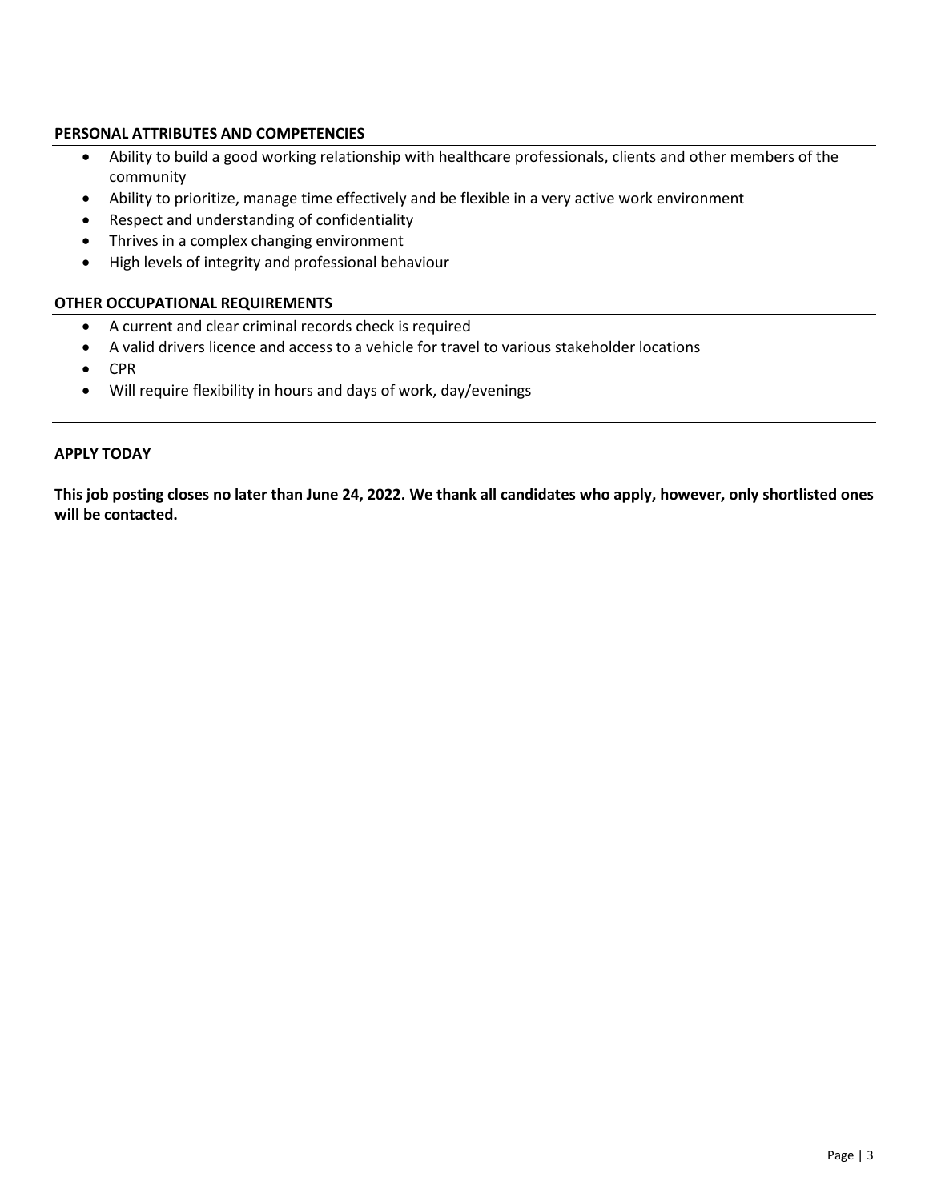## PERSONAL ATTRIBUTES AND COMPETENCIES

- Ability to build a good working relationship with healthcare professionals, clients and other members of the community
- Ability to prioritize, manage time effectively and be flexible in a very active work environment
- Respect and understanding of confidentiality
- Thrives in a complex changing environment
- High levels of integrity and professional behaviour

## OTHER OCCUPATIONAL REQUIREMENTS

- A current and clear criminal records check is required
- A valid drivers licence and access to a vehicle for travel to various stakeholder locations
- CPR
- Will require flexibility in hours and days of work, day/evenings

---

## APPLY TODAY

**This job posting closes no later than June 24, 2022. We thank all candidates who apply, however, only shortlisted ones will be contacted.**